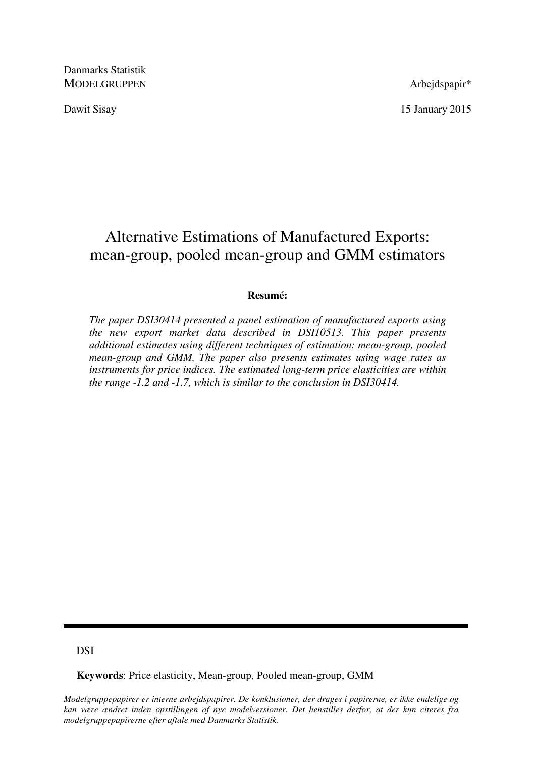Danmarks Statistik
MODELGRUPPEN

Arbejdspapir*

Dawit Sisay

15 January 2015

# Alternative Estimations of Manufactured Exports: mean-group, pooled mean-group and GMM estimators

**Resumé:**

*The paper DSI30414 presented a panel estimation of manufactured exports using the new export market data described in DSI10513. This paper presents additional estimates using different techniques of estimation: mean-group, pooled mean-group and GMM. The paper also presents estimates using wage rates as instruments for price indices. The estimated long-term price elasticities are within the range -1.2 and -1.7, which is similar to the conclusion in DSI30414.*

---

DSI

**Keywords**: Price elasticity, Mean-group, Pooled mean-group, GMM

*Modelgruppepapirer er interne arbejdspapirer. De konklusioner, der drages i papirerne, er ikke endelige og kan være ændret inden opstillingen af nye modelversioner. Det henstilles derfor, at der kun citeres fra modelgruppepapirerne efter aftale med Danmarks Statistik.*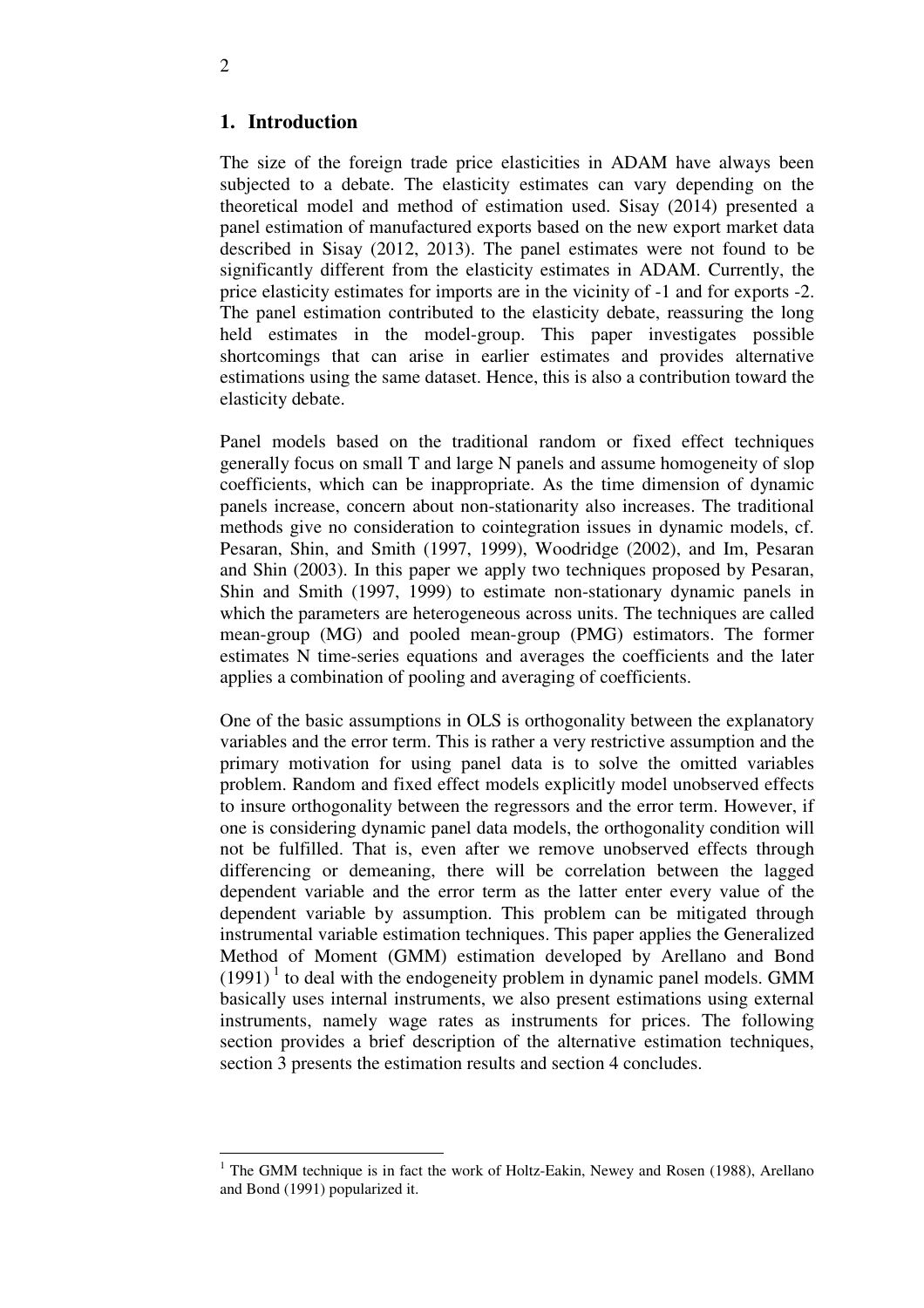## 1. Introduction

The size of the foreign trade price elasticities in ADAM have always been subjected to a debate. The elasticity estimates can vary depending on the theoretical model and method of estimation used. Sisay (2014) presented a panel estimation of manufactured exports based on the new export market data described in Sisay (2012, 2013). The panel estimates were not found to be significantly different from the elasticity estimates in ADAM. Currently, the price elasticity estimates for imports are in the vicinity of -1 and for exports -2. The panel estimation contributed to the elasticity debate, reassuring the long held estimates in the model-group. This paper investigates possible shortcomings that can arise in earlier estimates and provides alternative estimations using the same dataset. Hence, this is also a contribution toward the elasticity debate.

Panel models based on the traditional random or fixed effect techniques generally focus on small T and large N panels and assume homogeneity of slop coefficients, which can be inappropriate. As the time dimension of dynamic panels increase, concern about non-stationarity also increases. The traditional methods give no consideration to cointegration issues in dynamic models, cf. Pesaran, Shin, and Smith (1997, 1999), Woodridge (2002), and Im, Pesaran and Shin (2003). In this paper we apply two techniques proposed by Pesaran, Shin and Smith (1997, 1999) to estimate non-stationary dynamic panels in which the parameters are heterogeneous across units. The techniques are called mean-group (MG) and pooled mean-group (PMG) estimators. The former estimates N time-series equations and averages the coefficients and the later applies a combination of pooling and averaging of coefficients.

One of the basic assumptions in OLS is orthogonality between the explanatory variables and the error term. This is rather a very restrictive assumption and the primary motivation for using panel data is to solve the omitted variables problem. Random and fixed effect models explicitly model unobserved effects to insure orthogonality between the regressors and the error term. However, if one is considering dynamic panel data models, the orthogonality condition will not be fulfilled. That is, even after we remove unobserved effects through differencing or demeaning, there will be correlation between the lagged dependent variable and the error term as the latter enter every value of the dependent variable by assumption. This problem can be mitigated through instrumental variable estimation techniques. This paper applies the Generalized Method of Moment (GMM) estimation developed by Arellano and Bond (1991) [1] to deal with the endogeneity problem in dynamic panel models. GMM basically uses internal instruments, we also present estimations using external instruments, namely wage rates as instruments for prices. The following section provides a brief description of the alternative estimation techniques, section 3 presents the estimation results and section 4 concludes.

[1] The GMM technique is in fact the work of Holtz-Eakin, Newey and Rosen (1988), Arellano and Bond (1991) popularized it.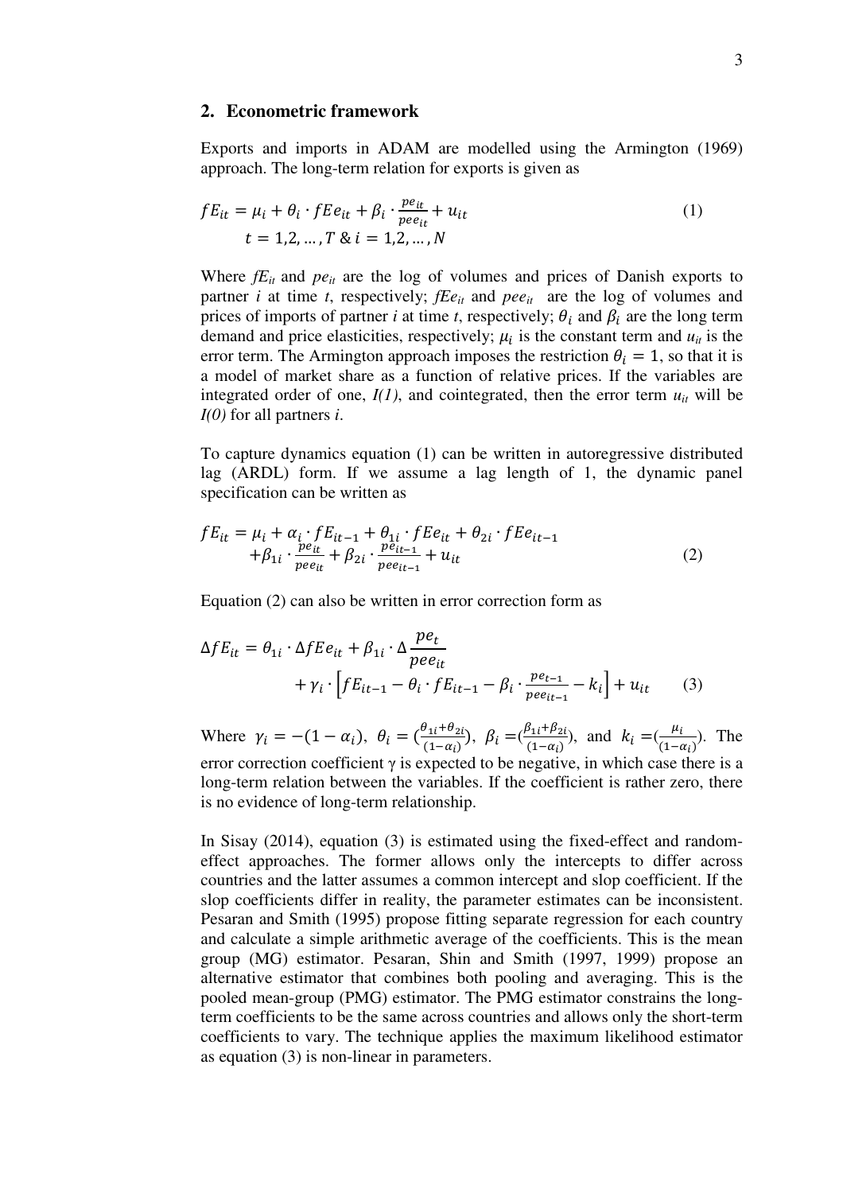## 2. Econometric framework

Exports and imports in ADAM are modelled using the Armington (1969) approach. The long-term relation for exports is given as

$$fE_{it} = \mu_i + \theta_i \cdot fEe_{it} + \beta_i \cdot \frac{pe_{it}}{pee_{it}} + u_{it} \qquad (1)$$
$$t = 1,2,\ldots,T \;\&\; i = 1,2,\ldots,N$$

Where $fE_{it}$ and $pe_{it}$ are the log of volumes and prices of Danish exports to partner $i$ at time $t$, respectively; $fEe_{it}$ and $pee_{it}$ are the log of volumes and prices of imports of partner $i$ at time $t$, respectively; $\theta_i$ and $\beta_i$ are the long term demand and price elasticities, respectively; $\mu_i$ is the constant term and $u_{it}$ is the error term. The Armington approach imposes the restriction $\theta_i = 1$, so that it is a model of market share as a function of relative prices. If the variables are integrated order of one, $I(1)$, and cointegrated, then the error term $u_{it}$ will be $I(0)$ for all partners $i$.

To capture dynamics equation (1) can be written in autoregressive distributed lag (ARDL) form. If we assume a lag length of 1, the dynamic panel specification can be written as

$$fE_{it} = \mu_i + \alpha_i \cdot fE_{it-1} + \theta_{1i} \cdot fEe_{it} + \theta_{2i} \cdot fEe_{it-1} + \beta_{1i} \cdot \frac{pe_{it}}{pee_{it}} + \beta_{2i} \cdot \frac{pe_{it-1}}{pee_{it-1}} + u_{it} \qquad (2)$$

Equation (2) can also be written in error correction form as

$$\Delta fE_{it} = \theta_{1i} \cdot \Delta fEe_{it} + \beta_{1i} \cdot \Delta \frac{pe_t}{pee_{it}} + \gamma_i \cdot \left[ fE_{it-1} - \theta_i \cdot fE_{it-1} - \beta_i \cdot \frac{pe_{t-1}}{pee_{it-1}} - k_i \right] + u_{it} \qquad (3)$$

Where $\gamma_i = -(1-\alpha_i)$, $\theta_i = (\frac{\theta_{1i}+\theta_{2i}}{(1-\alpha_i)})$, $\beta_i = (\frac{\beta_{1i}+\beta_{2i}}{(1-\alpha_i)})$, and $k_i = (\frac{\mu_i}{(1-\alpha_i)})$. The error correction coefficient $\gamma$ is expected to be negative, in which case there is a long-term relation between the variables. If the coefficient is rather zero, there is no evidence of long-term relationship.

In Sisay (2014), equation (3) is estimated using the fixed-effect and random-effect approaches. The former allows only the intercepts to differ across countries and the latter assumes a common intercept and slop coefficient. If the slop coefficients differ in reality, the parameter estimates can be inconsistent. Pesaran and Smith (1995) propose fitting separate regression for each country and calculate a simple arithmetic average of the coefficients. This is the mean group (MG) estimator. Pesaran, Shin and Smith (1997, 1999) propose an alternative estimator that combines both pooling and averaging. This is the pooled mean-group (PMG) estimator. The PMG estimator constrains the long-term coefficients to be the same across countries and allows only the short-term coefficients to vary. The technique applies the maximum likelihood estimator as equation (3) is non-linear in parameters.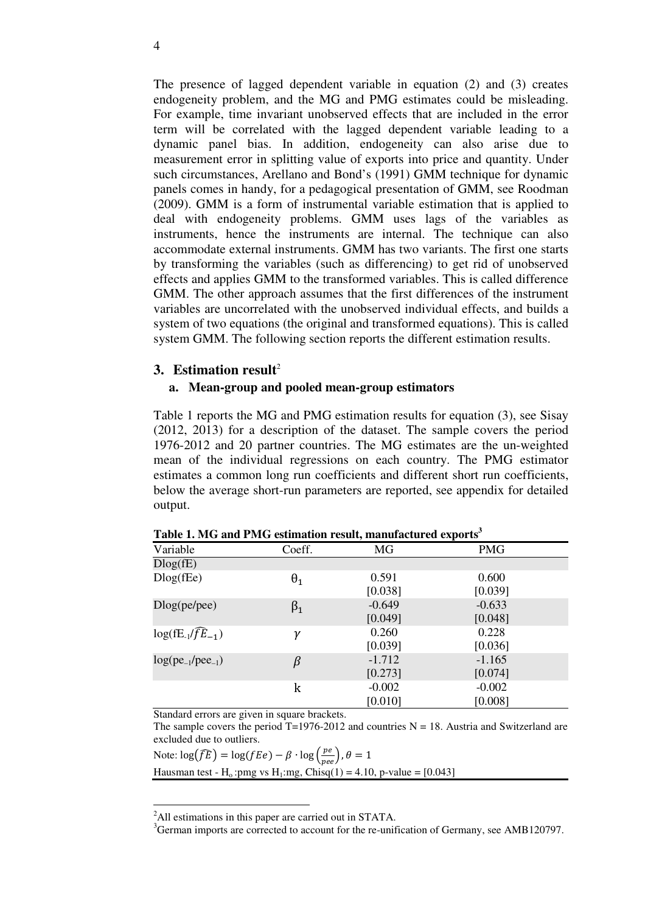The presence of lagged dependent variable in equation (2) and (3) creates endogeneity problem, and the MG and PMG estimates could be misleading. For example, time invariant unobserved effects that are included in the error term will be correlated with the lagged dependent variable leading to a dynamic panel bias. In addition, endogeneity can also arise due to measurement error in splitting value of exports into price and quantity. Under such circumstances, Arellano and Bond's (1991) GMM technique for dynamic panels comes in handy, for a pedagogical presentation of GMM, see Roodman (2009). GMM is a form of instrumental variable estimation that is applied to deal with endogeneity problems. GMM uses lags of the variables as instruments, hence the instruments are internal. The technique can also accommodate external instruments. GMM has two variants. The first one starts by transforming the variables (such as differencing) to get rid of unobserved effects and applies GMM to the transformed variables. This is called difference GMM. The other approach assumes that the first differences of the instrument variables are uncorrelated with the unobserved individual effects, and builds a system of two equations (the original and transformed equations). This is called system GMM. The following section reports the different estimation results.

## 3. Estimation result[2]

### a. Mean-group and pooled mean-group estimators

Table 1 reports the MG and PMG estimation results for equation (3), see Sisay (2012, 2013) for a description of the dataset. The sample covers the period 1976-2012 and 20 partner countries. The MG estimates are the un-weighted mean of the individual regressions on each country. The PMG estimator estimates a common long run coefficients and different short run coefficients, below the average short-run parameters are reported, see appendix for detailed output.

**Table 1. MG and PMG estimation result, manufactured exports[3]**

| Variable | Coeff. | MG | PMG |
|---|---|---|---|
| Dlog(fE) | | | |
| Dlog(fEe) | $\theta_1$ | 0.591 | 0.600 |
| | | [0.038] | [0.039] |
| Dlog(pe/pee) | $\beta_1$ | -0.649 | -0.633 |
| | | [0.049] | [0.048] |
| $\log(fE_{-1}/\widehat{fE}_{-1})$ | $\gamma$ | 0.260 | 0.228 |
| | | [0.039] | [0.036] |
| $\log(pe_{-1}/pee_{-1})$ | $\beta$ | -1.712 | -1.165 |
| | | [0.273] | [0.074] |
| | k | -0.002 | -0.002 |
| | | [0.010] | [0.008] |

Standard errors are given in square brackets.

The sample covers the period T=1976-2012 and countries N = 18. Austria and Switzerland are excluded due to outliers.

Note: $\log(\widehat{fE}) = \log(fEe) - \beta \cdot \log\left(\frac{pe}{pee}\right), \theta = 1$

Hausman test - $H_o$:pmg vs $H_1$:mg, Chisq(1) = 4.10, p-value = [0.043]

[2] All estimations in this paper are carried out in STATA.

[3] German imports are corrected to account for the re-unification of Germany, see AMB120797.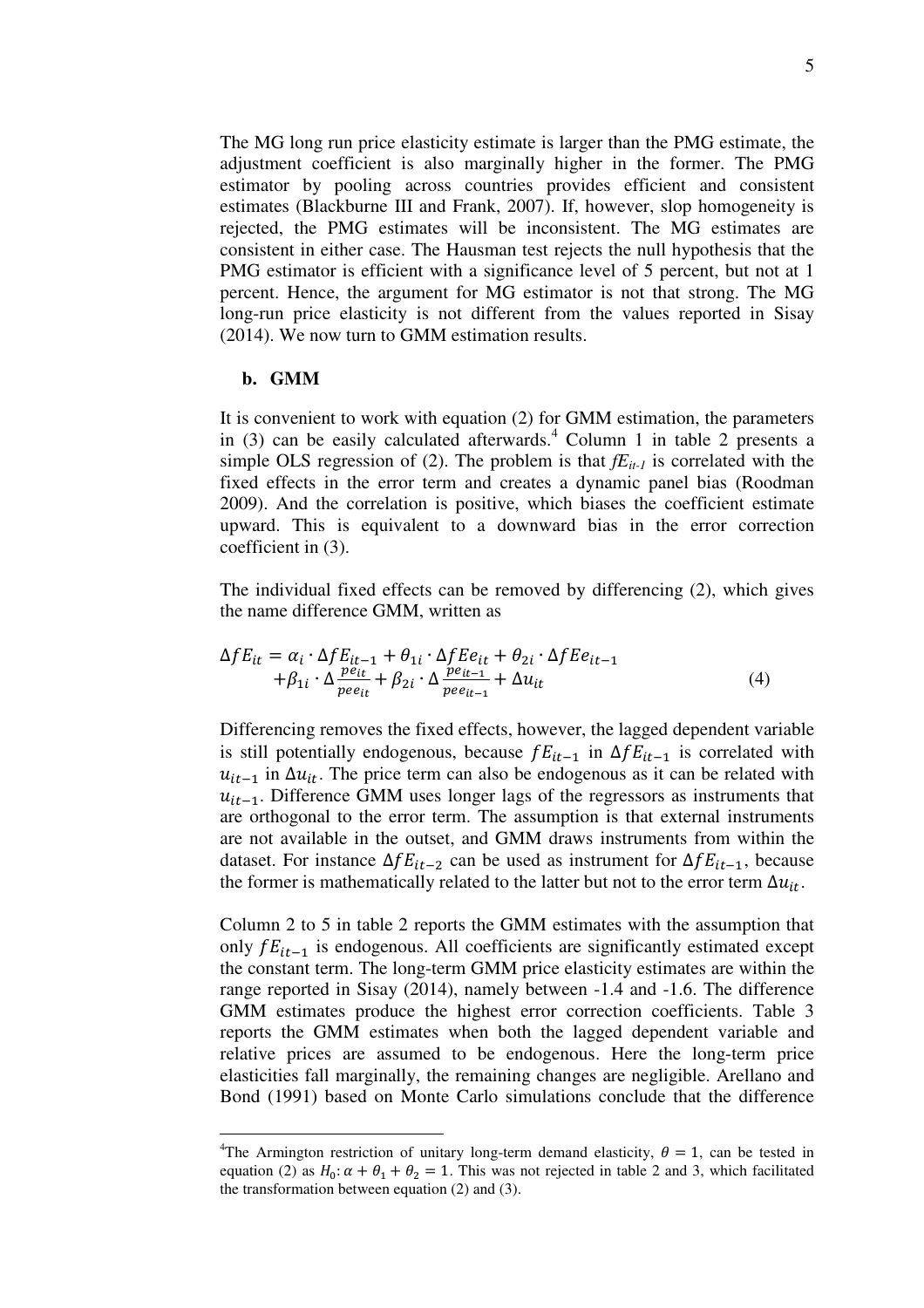The MG long run price elasticity estimate is larger than the PMG estimate, the adjustment coefficient is also marginally higher in the former. The PMG estimator by pooling across countries provides efficient and consistent estimates (Blackburne III and Frank, 2007). If, however, slop homogeneity is rejected, the PMG estimates will be inconsistent. The MG estimates are consistent in either case. The Hausman test rejects the null hypothesis that the PMG estimator is efficient with a significance level of 5 percent, but not at 1 percent. Hence, the argument for MG estimator is not that strong. The MG long-run price elasticity is not different from the values reported in Sisay (2014). We now turn to GMM estimation results.

**b. GMM**

It is convenient to work with equation (2) for GMM estimation, the parameters in (3) can be easily calculated afterwards.[4] Column 1 in table 2 presents a simple OLS regression of (2). The problem is that $fE_{it-1}$ is correlated with the fixed effects in the error term and creates a dynamic panel bias (Roodman 2009). And the correlation is positive, which biases the coefficient estimate upward. This is equivalent to a downward bias in the error correction coefficient in (3).

The individual fixed effects can be removed by differencing (2), which gives the name difference GMM, written as

$$\begin{aligned}\Delta fE_{it} = \alpha_i \cdot \Delta fE_{it-1} + \theta_{1i} \cdot \Delta fEe_{it} + \theta_{2i} \cdot \Delta fEe_{it-1} \\ +\beta_{1i} \cdot \Delta \frac{pe_{it}}{pee_{it}} + \beta_{2i} \cdot \Delta \frac{pe_{it-1}}{pee_{it-1}} + \Delta u_{it}\end{aligned} \tag{4}$$

Differencing removes the fixed effects, however, the lagged dependent variable is still potentially endogenous, because $fE_{it-1}$ in $\Delta fE_{it-1}$ is correlated with $u_{it-1}$ in $\Delta u_{it}$. The price term can also be endogenous as it can be related with $u_{it-1}$. Difference GMM uses longer lags of the regressors as instruments that are orthogonal to the error term. The assumption is that external instruments are not available in the outset, and GMM draws instruments from within the dataset. For instance $\Delta fE_{it-2}$ can be used as instrument for $\Delta fE_{it-1}$, because the former is mathematically related to the latter but not to the error term $\Delta u_{it}$.

Column 2 to 5 in table 2 reports the GMM estimates with the assumption that only $fE_{it-1}$ is endogenous. All coefficients are significantly estimated except the constant term. The long-term GMM price elasticity estimates are within the range reported in Sisay (2014), namely between -1.4 and -1.6. The difference GMM estimates produce the highest error correction coefficients. Table 3 reports the GMM estimates when both the lagged dependent variable and relative prices are assumed to be endogenous. Here the long-term price elasticities fall marginally, the remaining changes are negligible. Arellano and Bond (1991) based on Monte Carlo simulations conclude that the difference

---

[4] The Armington restriction of unitary long-term demand elasticity, $\theta = 1$, can be tested in equation (2) as $H_0: \alpha + \theta_1 + \theta_2 = 1$. This was not rejected in table 2 and 3, which facilitated the transformation between equation (2) and (3).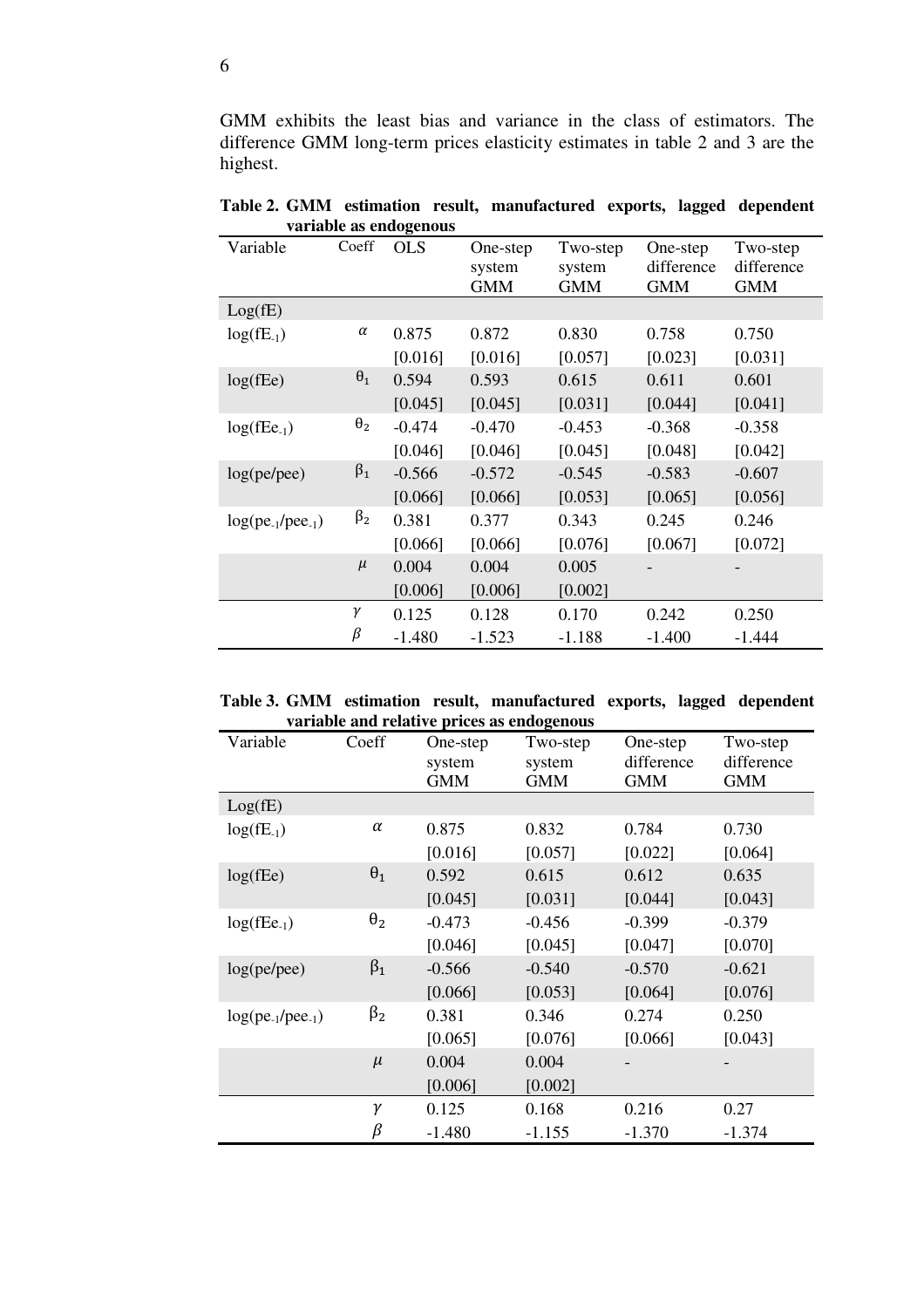GMM exhibits the least bias and variance in the class of estimators. The difference GMM long-term prices elasticity estimates in table 2 and 3 are the highest.

**Table 2. GMM estimation result, manufactured exports, lagged dependent variable as endogenous**

| Variable | Coeff | OLS | One-step system GMM | Two-step system GMM | One-step difference GMM | Two-step difference GMM |
|---|---|---|---|---|---|---|
| Log(fE) | | | | | | |
| $\log(fE_{-1})$ | $\alpha$ | 0.875 | 0.872 | 0.830 | 0.758 | 0.750 |
| | | [0.016] | [0.016] | [0.057] | [0.023] | [0.031] |
| log(fEe) | $\theta_1$ | 0.594 | 0.593 | 0.615 | 0.611 | 0.601 |
| | | [0.045] | [0.045] | [0.031] | [0.044] | [0.041] |
| $\log(fEe_{-1})$ | $\theta_2$ | -0.474 | -0.470 | -0.453 | -0.368 | -0.358 |
| | | [0.046] | [0.046] | [0.045] | [0.048] | [0.042] |
| log(pe/pee) | $\beta_1$ | -0.566 | -0.572 | -0.545 | -0.583 | -0.607 |
| | | [0.066] | [0.066] | [0.053] | [0.065] | [0.056] |
| $\log(pe_{-1}/pee_{-1})$ | $\beta_2$ | 0.381 | 0.377 | 0.343 | 0.245 | 0.246 |
| | | [0.066] | [0.066] | [0.076] | [0.067] | [0.072] |
| | $\mu$ | 0.004 | 0.004 | 0.005 | - | - |
| | | [0.006] | [0.006] | [0.002] | | |
| | $\gamma$ | 0.125 | 0.128 | 0.170 | 0.242 | 0.250 |
| | $\beta$ | -1.480 | -1.523 | -1.188 | -1.400 | -1.444 |

**Table 3. GMM estimation result, manufactured exports, lagged dependent variable and relative prices as endogenous**

| Variable | Coeff | One-step system GMM | Two-step system GMM | One-step difference GMM | Two-step difference GMM |
|---|---|---|---|---|---|
| Log(fE) | | | | | |
| $\log(fE_{-1})$ | $\alpha$ | 0.875 | 0.832 | 0.784 | 0.730 |
| | | [0.016] | [0.057] | [0.022] | [0.064] |
| log(fEe) | $\theta_1$ | 0.592 | 0.615 | 0.612 | 0.635 |
| | | [0.045] | [0.031] | [0.044] | [0.043] |
| $\log(fEe_{-1})$ | $\theta_2$ | -0.473 | -0.456 | -0.399 | -0.379 |
| | | [0.046] | [0.045] | [0.047] | [0.070] |
| log(pe/pee) | $\beta_1$ | -0.566 | -0.540 | -0.570 | -0.621 |
| | | [0.066] | [0.053] | [0.064] | [0.076] |
| $\log(pe_{-1}/pee_{-1})$ | $\beta_2$ | 0.381 | 0.346 | 0.274 | 0.250 |
| | | [0.065] | [0.076] | [0.066] | [0.043] |
| | $\mu$ | 0.004 | 0.004 | - | - |
| | | [0.006] | [0.002] | | |
| | $\gamma$ | 0.125 | 0.168 | 0.216 | 0.27 |
| | $\beta$ | -1.480 | -1.155 | -1.370 | -1.374 |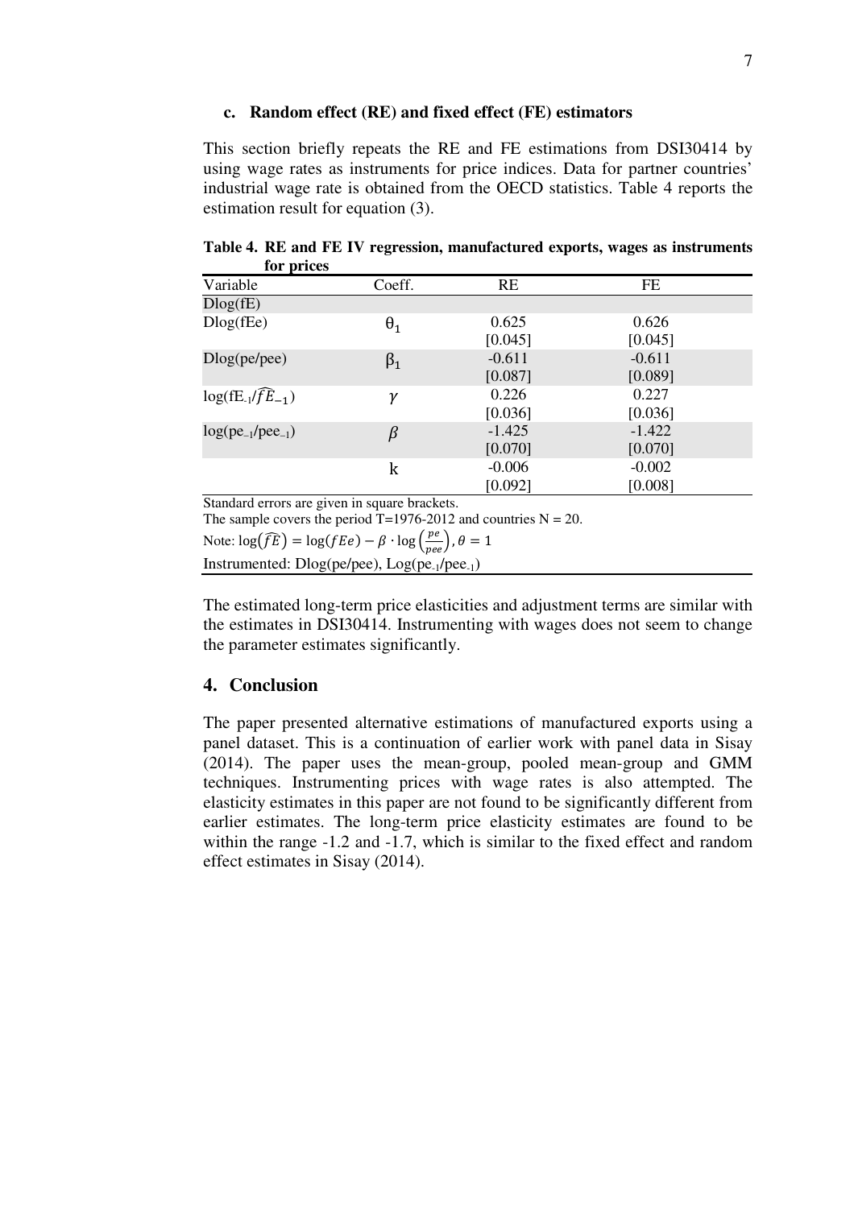### c. Random effect (RE) and fixed effect (FE) estimators

This section briefly repeats the RE and FE estimations from DSI30414 by using wage rates as instruments for price indices. Data for partner countries' industrial wage rate is obtained from the OECD statistics. Table 4 reports the estimation result for equation (3).

**Table 4. RE and FE IV regression, manufactured exports, wages as instruments for prices**

| Variable | Coeff. | RE | FE |
|---|---|---|---|
| Dlog(fE) | | | |
| Dlog(fEe) | $\theta_1$ | 0.625<br>[0.045] | 0.626<br>[0.045] |
| Dlog(pe/pee) | $\beta_1$ | -0.611<br>[0.087] | -0.611<br>[0.089] |
| $\log(fE_{-1}/\widehat{fE}_{-1})$ | $\gamma$ | 0.226<br>[0.036] | 0.227<br>[0.036] |
| $\log(pe_{-1}/pee_{-1})$ | $\beta$ | -1.425<br>[0.070] | -1.422<br>[0.070] |
| | k | -0.006<br>[0.092] | -0.002<br>[0.008] |

Standard errors are given in square brackets.
The sample covers the period T=1976-2012 and countries N = 20.
Note: $\log(\widehat{fE}) = \log(fEe) - \beta \cdot \log\left(\frac{pe}{pee}\right), \theta = 1$
Instrumented: Dlog(pe/pee), $\text{Log}(pe_{-1}/pee_{-1})$

The estimated long-term price elasticities and adjustment terms are similar with the estimates in DSI30414. Instrumenting with wages does not seem to change the parameter estimates significantly.

## 4. Conclusion

The paper presented alternative estimations of manufactured exports using a panel dataset. This is a continuation of earlier work with panel data in Sisay (2014). The paper uses the mean-group, pooled mean-group and GMM techniques. Instrumenting prices with wage rates is also attempted. The elasticity estimates in this paper are not found to be significantly different from earlier estimates. The long-term price elasticity estimates are found to be within the range -1.2 and -1.7, which is similar to the fixed effect and random effect estimates in Sisay (2014).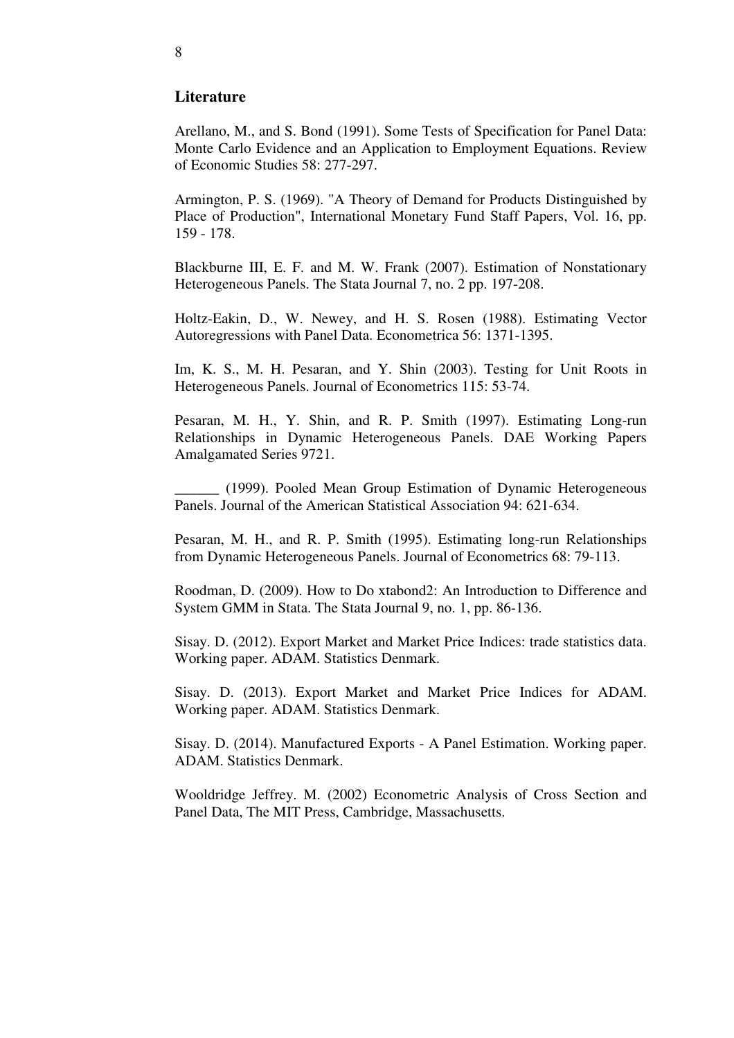## Literature

Arellano, M., and S. Bond (1991). Some Tests of Specification for Panel Data: Monte Carlo Evidence and an Application to Employment Equations. Review of Economic Studies 58: 277-297.

Armington, P. S. (1969). "A Theory of Demand for Products Distinguished by Place of Production", International Monetary Fund Staff Papers, Vol. 16, pp. 159 - 178.

Blackburne III, E. F. and M. W. Frank (2007). Estimation of Nonstationary Heterogeneous Panels. The Stata Journal 7, no. 2 pp. 197-208.

Holtz-Eakin, D., W. Newey, and H. S. Rosen (1988). Estimating Vector Autoregressions with Panel Data. Econometrica 56: 1371-1395.

Im, K. S., M. H. Pesaran, and Y. Shin (2003). Testing for Unit Roots in Heterogeneous Panels. Journal of Econometrics 115: 53-74.

Pesaran, M. H., Y. Shin, and R. P. Smith (1997). Estimating Long-run Relationships in Dynamic Heterogeneous Panels. DAE Working Papers Amalgamated Series 9721.

______ (1999). Pooled Mean Group Estimation of Dynamic Heterogeneous Panels. Journal of the American Statistical Association 94: 621-634.

Pesaran, M. H., and R. P. Smith (1995). Estimating long-run Relationships from Dynamic Heterogeneous Panels. Journal of Econometrics 68: 79-113.

Roodman, D. (2009). How to Do xtabond2: An Introduction to Difference and System GMM in Stata. The Stata Journal 9, no. 1, pp. 86-136.

Sisay. D. (2012). Export Market and Market Price Indices: trade statistics data. Working paper. ADAM. Statistics Denmark.

Sisay. D. (2013). Export Market and Market Price Indices for ADAM. Working paper. ADAM. Statistics Denmark.

Sisay. D. (2014). Manufactured Exports - A Panel Estimation. Working paper. ADAM. Statistics Denmark.

Wooldridge Jeffrey. M. (2002) Econometric Analysis of Cross Section and Panel Data, The MIT Press, Cambridge, Massachusetts.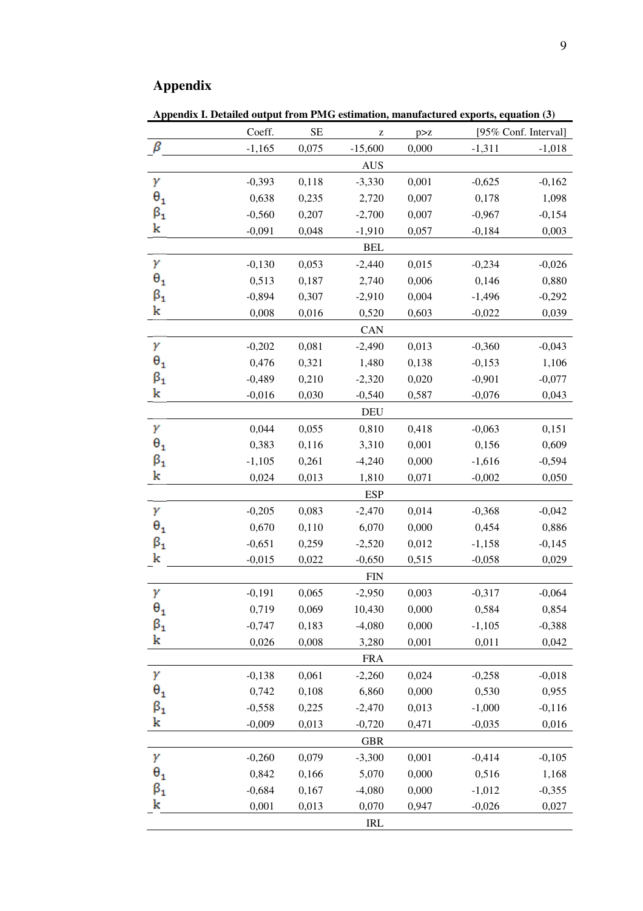# Appendix

**Appendix I. Detailed output from PMG estimation, manufactured exports, equation (3)**

| | Coeff. | SE | z | p>z | [95% Conf. Interval] | |
|---|---|---|---|---|---|---|
| $\beta$ | -1,165 | 0,075 | -15,600 | 0,000 | -1,311 | -1,018 |
| | | | AUS | | | |
| $\gamma$ | -0,393 | 0,118 | -3,330 | 0,001 | -0,625 | -0,162 |
| $\theta_1$ | 0,638 | 0,235 | 2,720 | 0,007 | 0,178 | 1,098 |
| $\beta_1$ | -0,560 | 0,207 | -2,700 | 0,007 | -0,967 | -0,154 |
| k | -0,091 | 0,048 | -1,910 | 0,057 | -0,184 | 0,003 |
| | | | BEL | | | |
| $\gamma$ | -0,130 | 0,053 | -2,440 | 0,015 | -0,234 | -0,026 |
| $\theta_1$ | 0,513 | 0,187 | 2,740 | 0,006 | 0,146 | 0,880 |
| $\beta_1$ | -0,894 | 0,307 | -2,910 | 0,004 | -1,496 | -0,292 |
| k | 0,008 | 0,016 | 0,520 | 0,603 | -0,022 | 0,039 |
| | | | CAN | | | |
| $\gamma$ | -0,202 | 0,081 | -2,490 | 0,013 | -0,360 | -0,043 |
| $\theta_1$ | 0,476 | 0,321 | 1,480 | 0,138 | -0,153 | 1,106 |
| $\beta_1$ | -0,489 | 0,210 | -2,320 | 0,020 | -0,901 | -0,077 |
| k | -0,016 | 0,030 | -0,540 | 0,587 | -0,076 | 0,043 |
| | | | DEU | | | |
| $\gamma$ | 0,044 | 0,055 | 0,810 | 0,418 | -0,063 | 0,151 |
| $\theta_1$ | 0,383 | 0,116 | 3,310 | 0,001 | 0,156 | 0,609 |
| $\beta_1$ | -1,105 | 0,261 | -4,240 | 0,000 | -1,616 | -0,594 |
| k | 0,024 | 0,013 | 1,810 | 0,071 | -0,002 | 0,050 |
| | | | ESP | | | |
| $\gamma$ | -0,205 | 0,083 | -2,470 | 0,014 | -0,368 | -0,042 |
| $\theta_1$ | 0,670 | 0,110 | 6,070 | 0,000 | 0,454 | 0,886 |
| $\beta_1$ | -0,651 | 0,259 | -2,520 | 0,012 | -1,158 | -0,145 |
| k | -0,015 | 0,022 | -0,650 | 0,515 | -0,058 | 0,029 |
| | | | FIN | | | |
| $\gamma$ | -0,191 | 0,065 | -2,950 | 0,003 | -0,317 | -0,064 |
| $\theta_1$ | 0,719 | 0,069 | 10,430 | 0,000 | 0,584 | 0,854 |
| $\beta_1$ | -0,747 | 0,183 | -4,080 | 0,000 | -1,105 | -0,388 |
| k | 0,026 | 0,008 | 3,280 | 0,001 | 0,011 | 0,042 |
| | | | FRA | | | |
| $\gamma$ | -0,138 | 0,061 | -2,260 | 0,024 | -0,258 | -0,018 |
| $\theta_1$ | 0,742 | 0,108 | 6,860 | 0,000 | 0,530 | 0,955 |
| $\beta_1$ | -0,558 | 0,225 | -2,470 | 0,013 | -1,000 | -0,116 |
| k | -0,009 | 0,013 | -0,720 | 0,471 | -0,035 | 0,016 |
| | | | GBR | | | |
| $\gamma$ | -0,260 | 0,079 | -3,300 | 0,001 | -0,414 | -0,105 |
| $\theta_1$ | 0,842 | 0,166 | 5,070 | 0,000 | 0,516 | 1,168 |
| $\beta_1$ | -0,684 | 0,167 | -4,080 | 0,000 | -1,012 | -0,355 |
| k | 0,001 | 0,013 | 0,070 | 0,947 | -0,026 | 0,027 |
| | | | IRL | | | |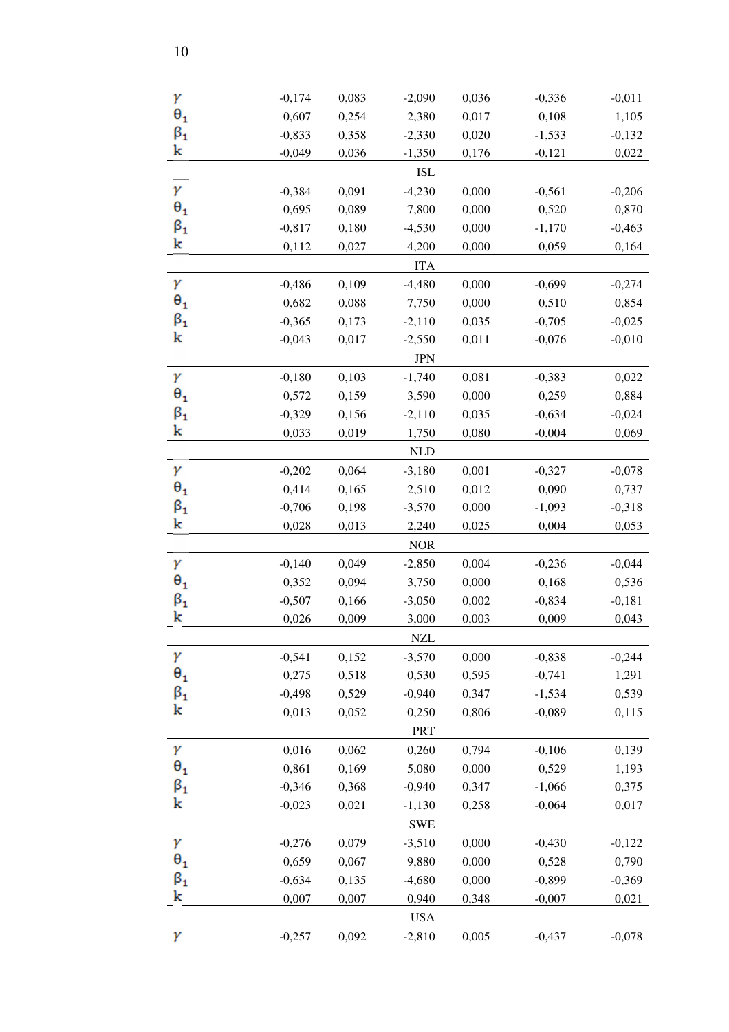| | | | | | | |
|---|---|---|---|---|---|---|
| $\gamma$ | -0,174 | 0,083 | -2,090 | 0,036 | -0,336 | -0,011 |
| $\theta_1$ | 0,607 | 0,254 | 2,380 | 0,017 | 0,108 | 1,105 |
| $\beta_1$ | -0,833 | 0,358 | -2,330 | 0,020 | -1,533 | -0,132 |
| k | -0,049 | 0,036 | -1,350 | 0,176 | -0,121 | 0,022 |
| | | | ISL | | | |
| $\gamma$ | -0,384 | 0,091 | -4,230 | 0,000 | -0,561 | -0,206 |
| $\theta_1$ | 0,695 | 0,089 | 7,800 | 0,000 | 0,520 | 0,870 |
| $\beta_1$ | -0,817 | 0,180 | -4,530 | 0,000 | -1,170 | -0,463 |
| k | 0,112 | 0,027 | 4,200 | 0,000 | 0,059 | 0,164 |
| | | | ITA | | | |
| $\gamma$ | -0,486 | 0,109 | -4,480 | 0,000 | -0,699 | -0,274 |
| $\theta_1$ | 0,682 | 0,088 | 7,750 | 0,000 | 0,510 | 0,854 |
| $\beta_1$ | -0,365 | 0,173 | -2,110 | 0,035 | -0,705 | -0,025 |
| k | -0,043 | 0,017 | -2,550 | 0,011 | -0,076 | -0,010 |
| | | | JPN | | | |
| $\gamma$ | -0,180 | 0,103 | -1,740 | 0,081 | -0,383 | 0,022 |
| $\theta_1$ | 0,572 | 0,159 | 3,590 | 0,000 | 0,259 | 0,884 |
| $\beta_1$ | -0,329 | 0,156 | -2,110 | 0,035 | -0,634 | -0,024 |
| k | 0,033 | 0,019 | 1,750 | 0,080 | -0,004 | 0,069 |
| | | | NLD | | | |
| $\gamma$ | -0,202 | 0,064 | -3,180 | 0,001 | -0,327 | -0,078 |
| $\theta_1$ | 0,414 | 0,165 | 2,510 | 0,012 | 0,090 | 0,737 |
| $\beta_1$ | -0,706 | 0,198 | -3,570 | 0,000 | -1,093 | -0,318 |
| k | 0,028 | 0,013 | 2,240 | 0,025 | 0,004 | 0,053 |
| | | | NOR | | | |
| $\gamma$ | -0,140 | 0,049 | -2,850 | 0,004 | -0,236 | -0,044 |
| $\theta_1$ | 0,352 | 0,094 | 3,750 | 0,000 | 0,168 | 0,536 |
| $\beta_1$ | -0,507 | 0,166 | -3,050 | 0,002 | -0,834 | -0,181 |
| k | 0,026 | 0,009 | 3,000 | 0,003 | 0,009 | 0,043 |
| | | | NZL | | | |
| $\gamma$ | -0,541 | 0,152 | -3,570 | 0,000 | -0,838 | -0,244 |
| $\theta_1$ | 0,275 | 0,518 | 0,530 | 0,595 | -0,741 | 1,291 |
| $\beta_1$ | -0,498 | 0,529 | -0,940 | 0,347 | -1,534 | 0,539 |
| k | 0,013 | 0,052 | 0,250 | 0,806 | -0,089 | 0,115 |
| | | | PRT | | | |
| $\gamma$ | 0,016 | 0,062 | 0,260 | 0,794 | -0,106 | 0,139 |
| $\theta_1$ | 0,861 | 0,169 | 5,080 | 0,000 | 0,529 | 1,193 |
| $\beta_1$ | -0,346 | 0,368 | -0,940 | 0,347 | -1,066 | 0,375 |
| k | -0,023 | 0,021 | -1,130 | 0,258 | -0,064 | 0,017 |
| | | | SWE | | | |
| $\gamma$ | -0,276 | 0,079 | -3,510 | 0,000 | -0,430 | -0,122 |
| $\theta_1$ | 0,659 | 0,067 | 9,880 | 0,000 | 0,528 | 0,790 |
| $\beta_1$ | -0,634 | 0,135 | -4,680 | 0,000 | -0,899 | -0,369 |
| k | 0,007 | 0,007 | 0,940 | 0,348 | -0,007 | 0,021 |
| | | | USA | | | |
| $\gamma$ | -0,257 | 0,092 | -2,810 | 0,005 | -0,437 | -0,078 |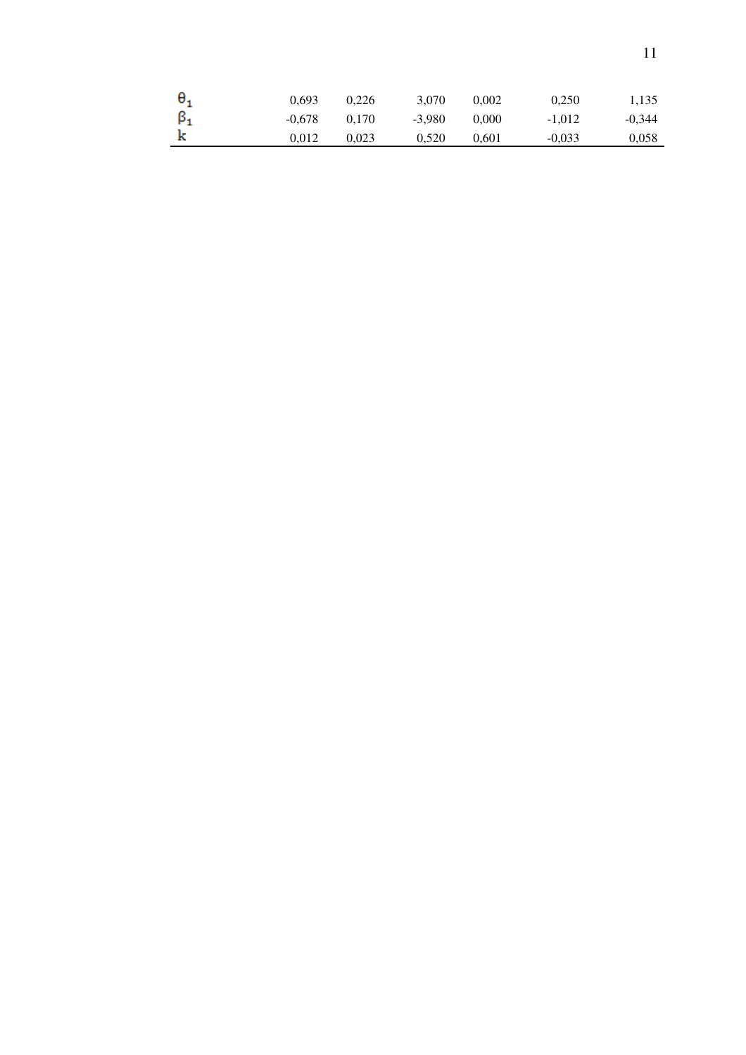| | | | | | | |
|---|---|---|---|---|---|---|
| $\theta_1$ | 0,693 | 0,226 | 3,070 | 0,002 | 0,250 | 1,135 |
| $\beta_1$ | -0,678 | 0,170 | -3,980 | 0,000 | -1,012 | -0,344 |
| k | 0,012 | 0,023 | 0,520 | 0,601 | -0,033 | 0,058 |